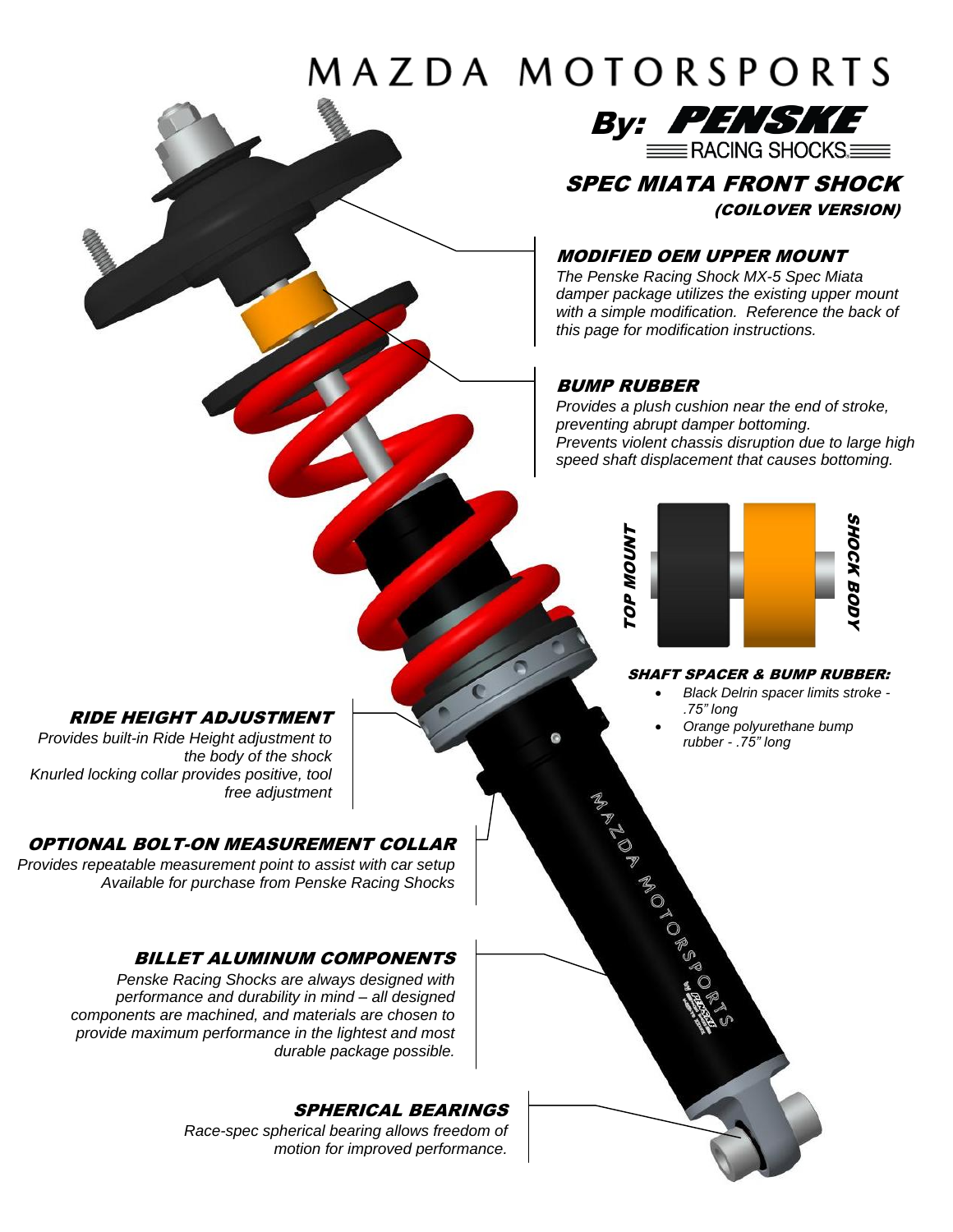# MAZDA MOTORSPORTS

## By: PENSKE RACING SHOCKS

## SPEC MIATA FRONT SHOCK

### (COILOVER VERSION)

### MODIFIED OEM UPPER MOUNT

*The Penske Racing Shock MX-5 Spec Miata damper package utilizes the existing upper mount with a simple modification. Reference the back of this page for modification instructions.*

### BUMP RUBBER

*Provides a plush cushion near the end of stroke, preventing abrupt damper bottoming.*
*Prevents violent chassis disruption due to large high speed shaft displacement that causes bottoming.*

TOP MOUNT

SHOCK BODY

### SHAFT SPACER & BUMP RUBBER:

- *Black Delrin spacer limits stroke - .75" long*
- *Orange polyurethane bump rubber - .75" long*

### RIDE HEIGHT ADJUSTMENT

*Provides built-in Ride Height adjustment to the body of the shock*
*Knurled locking collar provides positive, tool free adjustment*

### OPTIONAL BOLT-ON MEASUREMENT COLLAR

*Provides repeatable measurement point to assist with car setup*
*Available for purchase from Penske Racing Shocks*

### BILLET ALUMINUM COMPONENTS

*Penske Racing Shocks are always designed with performance and durability in mind – all designed components are machined, and materials are chosen to provide maximum performance in the lightest and most durable package possible.*

### SPHERICAL BEARINGS

*Race-spec spherical bearing allows freedom of motion for improved performance.*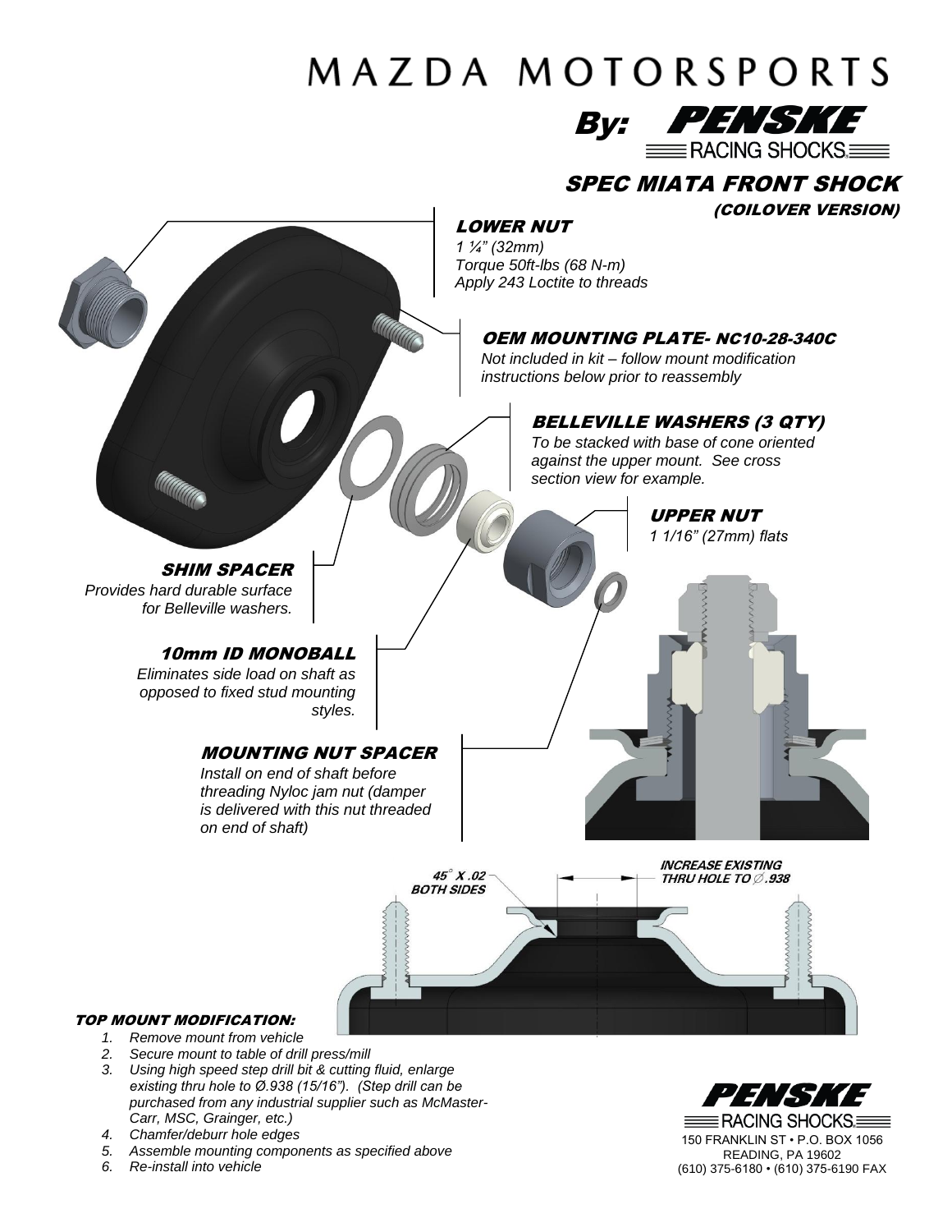# MAZDA MOTORSPORTS

By: PENSKE RACING SHOCKS

## SPEC MIATA FRONT SHOCK

(COILOVER VERSION)

### LOWER NUT

*1 ¼" (32mm)*
*Torque 50ft-lbs (68 N-m)*
*Apply 243 Loctite to threads*

### OEM MOUNTING PLATE- NC10-28-340C

*Not included in kit – follow mount modification instructions below prior to reassembly*

### BELLEVILLE WASHERS (3 QTY)

*To be stacked with base of cone oriented against the upper mount. See cross section view for example.*

### UPPER NUT

*1 1/16" (27mm) flats*

### SHIM SPACER

*Provides hard durable surface for Belleville washers.*

### 10mm ID MONOBALL

*Eliminates side load on shaft as opposed to fixed stud mounting styles.*

### MOUNTING NUT SPACER

*Install on end of shaft before threading Nyloc jam nut (damper is delivered with this nut threaded on end of shaft)*

45° X .02 BOTH SIDES

INCREASE EXISTING THRU HOLE TO ∅.938

### TOP MOUNT MODIFICATION:

1. *Remove mount from vehicle*
2. *Secure mount to table of drill press/mill*
3. *Using high speed step drill bit & cutting fluid, enlarge existing thru hole to Ø.938 (15/16"). (Step drill can be purchased from any industrial supplier such as McMaster-Carr, MSC, Grainger, etc.)*
4. *Chamfer/deburr hole edges*
5. *Assemble mounting components as specified above*
6. *Re-install into vehicle*

PENSKE RACING SHOCKS
150 FRANKLIN ST • P.O. BOX 1056
READING, PA 19602
(610) 375-6180 • (610) 375-6190 FAX